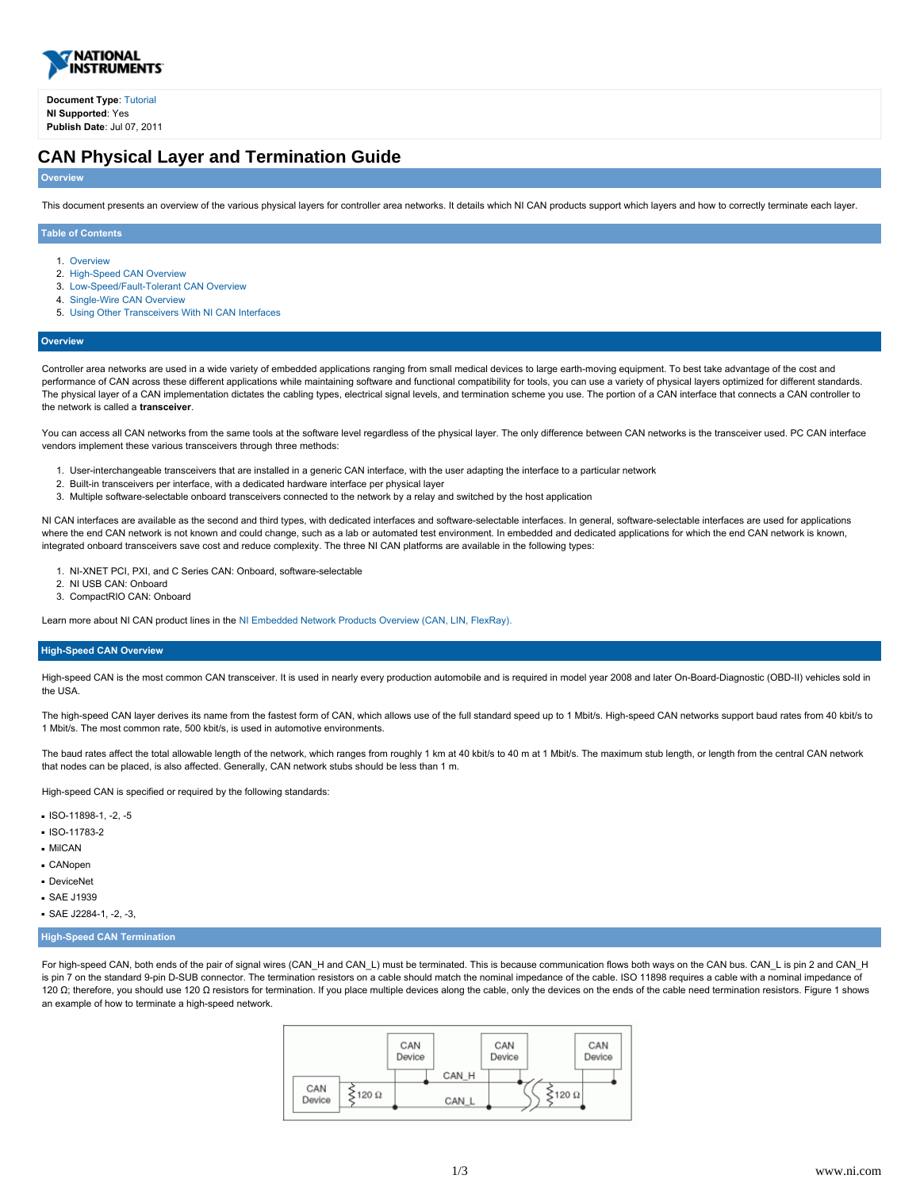**Document Type**: Tutorial
**NI Supported**: Yes
**Publish Date**: Jul 07, 2011

# CAN Physical Layer and Termination Guide

## Overview

This document presents an overview of the various physical layers for controller area networks. It details which NI CAN products support which layers and how to correctly terminate each layer.

## Table of Contents

1. Overview
2. High-Speed CAN Overview
3. Low-Speed/Fault-Tolerant CAN Overview
4. Single-Wire CAN Overview
5. Using Other Transceivers With NI CAN Interfaces

## Overview

Controller area networks are used in a wide variety of embedded applications ranging from small medical devices to large earth-moving equipment. To best take advantage of the cost and performance of CAN across these different applications while maintaining software and functional compatibility for tools, you can use a variety of physical layers optimized for different standards. The physical layer of a CAN implementation dictates the cabling types, electrical signal levels, and termination scheme you use. The portion of a CAN interface that connects a CAN controller to the network is called a **transceiver**.

You can access all CAN networks from the same tools at the software level regardless of the physical layer. The only difference between CAN networks is the transceiver used. PC CAN interface vendors implement these various transceivers through three methods:

1. User-interchangeable transceivers that are installed in a generic CAN interface, with the user adapting the interface to a particular network
2. Built-in transceivers per interface, with a dedicated hardware interface per physical layer
3. Multiple software-selectable onboard transceivers connected to the network by a relay and switched by the host application

NI CAN interfaces are available as the second and third types, with dedicated interfaces and software-selectable interfaces. In general, software-selectable interfaces are used for applications where the end CAN network is not known and could change, such as a lab or automated test environment. In embedded and dedicated applications for which the end CAN network is known, integrated onboard transceivers save cost and reduce complexity. The three NI CAN platforms are available in the following types:

1. NI-XNET PCI, PXI, and C Series CAN: Onboard, software-selectable
2. NI USB CAN: Onboard
3. CompactRIO CAN: Onboard

Learn more about NI CAN product lines in the NI Embedded Network Products Overview (CAN, LIN, FlexRay).

## High-Speed CAN Overview

High-speed CAN is the most common CAN transceiver. It is used in nearly every production automobile and is required in model year 2008 and later On-Board-Diagnostic (OBD-II) vehicles sold in the USA.

The high-speed CAN layer derives its name from the fastest form of CAN, which allows use of the full standard speed up to 1 Mbit/s. High-speed CAN networks support baud rates from 40 kbit/s to 1 Mbit/s. The most common rate, 500 kbit/s, is used in automotive environments.

The baud rates affect the total allowable length of the network, which ranges from roughly 1 km at 40 kbit/s to 40 m at 1 Mbit/s. The maximum stub length, or length from the central CAN network that nodes can be placed, is also affected. Generally, CAN network stubs should be less than 1 m.

High-speed CAN is specified or required by the following standards:

- ISO-11898-1, -2, -5
- ISO-11783-2
- MilCAN
- CANopen
- DeviceNet
- SAE J1939
- SAE J2284-1, -2, -3,

### High-Speed CAN Termination

For high-speed CAN, both ends of the pair of signal wires (CAN_H and CAN_L) must be terminated. This is because communication flows both ways on the CAN bus. CAN_L is pin 2 and CAN_H is pin 7 on the standard 9-pin D-SUB connector. The termination resistors on a cable should match the nominal impedance of the cable. ISO 11898 requires a cable with a nominal impedance of 120 Ω; therefore, you should use 120 Ω resistors for termination. If you place multiple devices along the cable, only the devices on the ends of the cable need termination resistors. Figure 1 shows an example of how to terminate a high-speed network.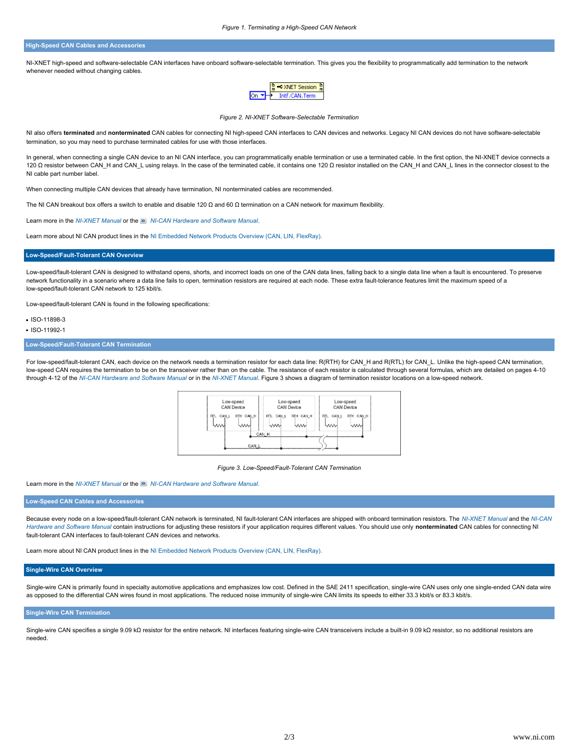*Figure 1. Terminating a High-Speed CAN Network*

## High-Speed CAN Cables and Accessories

NI-XNET high-speed and software-selectable CAN interfaces have onboard software-selectable termination. This gives you the flexibility to programmatically add termination to the network whenever needed without changing cables.

*Figure 2. NI-XNET Software-Selectable Termination*

NI also offers **terminated** and **nonterminated** CAN cables for connecting NI high-speed CAN interfaces to CAN devices and networks. Legacy NI CAN devices do not have software-selectable termination, so you may need to purchase terminated cables for use with those interfaces.

In general, when connecting a single CAN device to an NI CAN interface, you can programmatically enable termination or use a terminated cable. In the first option, the NI-XNET device connects a 120 Ω resistor between CAN_H and CAN_L using relays. In the case of the terminated cable, it contains one 120 Ω resistor installed on the CAN_H and CAN_L lines in the connector closest to the NI cable part number label.

When connecting multiple CAN devices that already have termination, NI nonterminated cables are recommended.

The NI CAN breakout box offers a switch to enable and disable 120 Ω and 60 Ω termination on a CAN network for maximum flexibility.

Learn more in the *NI-XNET Manual* or the *NI-CAN Hardware and Software Manual*.

Learn more about NI CAN product lines in the NI Embedded Network Products Overview (CAN, LIN, FlexRay).

## Low-Speed/Fault-Tolerant CAN Overview

Low-speed/fault-tolerant CAN is designed to withstand opens, shorts, and incorrect loads on one of the CAN data lines, falling back to a single data line when a fault is encountered. To preserve network functionality in a scenario where a data line fails to open, termination resistors are required at each node. These extra fault-tolerance features limit the maximum speed of a low-speed/fault-tolerant CAN network to 125 kbit/s.

Low-speed/fault-tolerant CAN is found in the following specifications:

- ISO-11898-3
- ISO-11992-1

## Low-Speed/Fault-Tolerant CAN Termination

For low-speed/fault-tolerant CAN, each device on the network needs a termination resistor for each data line: R(RTH) for CAN_H and R(RTL) for CAN_L. Unlike the high-speed CAN termination, low-speed CAN requires the termination to be on the transceiver rather than on the cable. The resistance of each resistor is calculated through several formulas, which are detailed on pages 4-10 through 4-12 of the *NI-CAN Hardware and Software Manual* or in the *NI-XNET Manual*. Figure 3 shows a diagram of termination resistor locations on a low-speed network.

*Figure 3. Low-Speed/Fault-Tolerant CAN Termination*

Learn more in the *NI-XNET Manual* or the *NI-CAN Hardware and Software Manual.*

## Low-Speed CAN Cables and Accessories

Because every node on a low-speed/fault-tolerant CAN network is terminated, NI fault-tolerant CAN interfaces are shipped with onboard termination resistors. The *NI-XNET Manual* and the *NI-CAN Hardware and Software Manual* contain instructions for adjusting these resistors if your application requires different values. You should use only **nonterminated** CAN cables for connecting NI fault-tolerant CAN interfaces to fault-tolerant CAN devices and networks.

Learn more about NI CAN product lines in the NI Embedded Network Products Overview (CAN, LIN, FlexRay).

## Single-Wire CAN Overview

Single-wire CAN is primarily found in specialty automotive applications and emphasizes low cost. Defined in the SAE 2411 specification, single-wire CAN uses only one single-ended CAN data wire as opposed to the differential CAN wires found in most applications. The reduced noise immunity of single-wire CAN limits its speeds to either 33.3 kbit/s or 83.3 kbit/s.

## Single-Wire CAN Termination

Single-wire CAN specifies a single 9.09 kΩ resistor for the entire network. NI interfaces featuring single-wire CAN transceivers include a built-in 9.09 kΩ resistor, so no additional resistors are needed.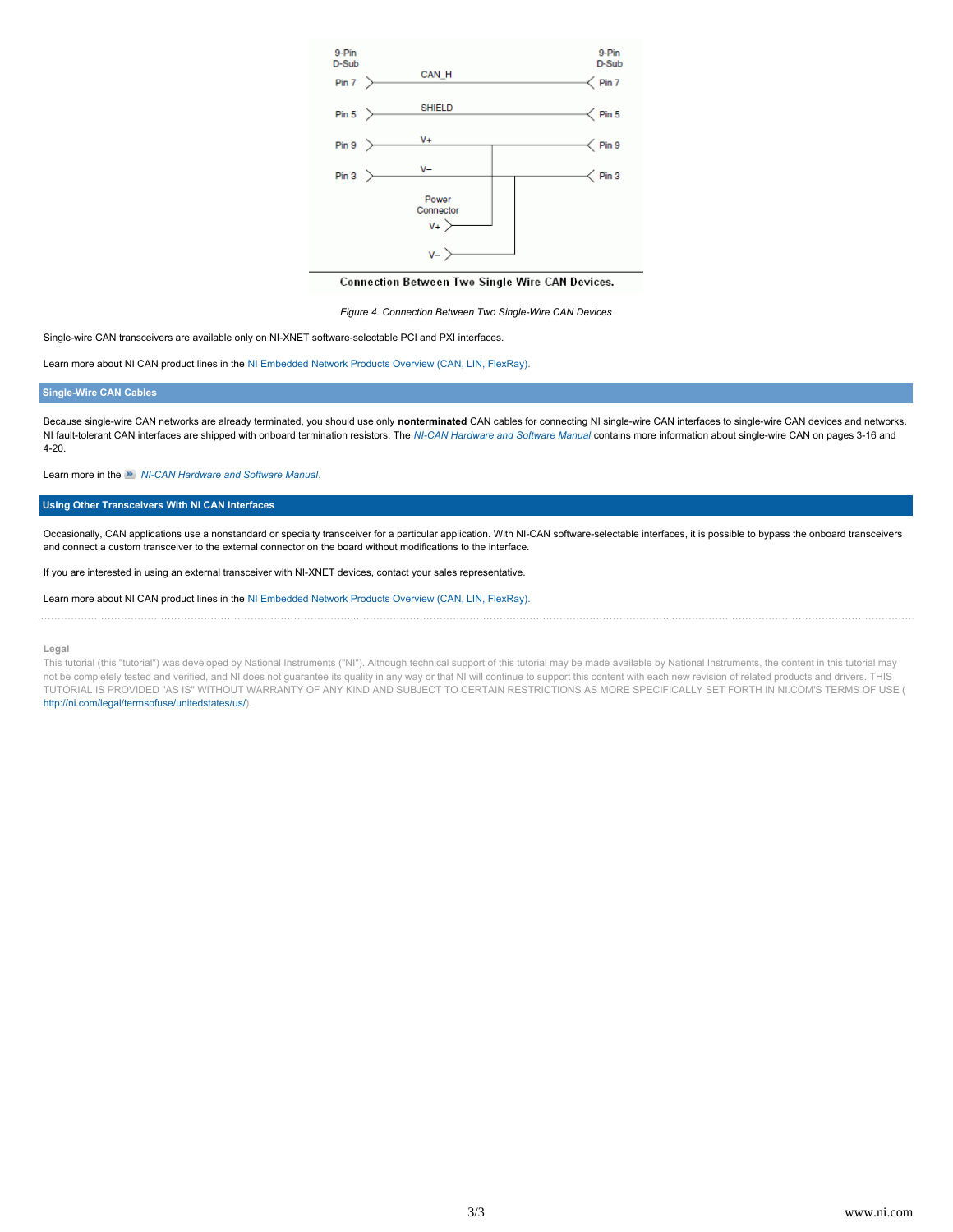9-Pin
D-Sub

9-Pin
D-Sub

Pin 7
CAN_H
Pin 7

Pin 5
SHIELD
Pin 5

Pin 9
V+
Pin 9

Pin 3
V–
Pin 3

Power
Connector
V+
V–

Connection Between Two Single Wire CAN Devices.

*Figure 4. Connection Between Two Single-Wire CAN Devices*

Single-wire CAN transceivers are available only on NI-XNET software-selectable PCI and PXI interfaces.

Learn more about NI CAN product lines in the NI Embedded Network Products Overview (CAN, LIN, FlexRay).

## Single-Wire CAN Cables

Because single-wire CAN networks are already terminated, you should use only **nonterminated** CAN cables for connecting NI single-wire CAN interfaces to single-wire CAN devices and networks. NI fault-tolerant CAN interfaces are shipped with onboard termination resistors. The *NI-CAN Hardware and Software Manual* contains more information about single-wire CAN on pages 3-16 and 4-20.

Learn more in the *NI-CAN Hardware and Software Manual*.

## Using Other Transceivers With NI CAN Interfaces

Occasionally, CAN applications use a nonstandard or specialty transceiver for a particular application. With NI-CAN software-selectable interfaces, it is possible to bypass the onboard transceivers and connect a custom transceiver to the external connector on the board without modifications to the interface.

If you are interested in using an external transceiver with NI-XNET devices, contact your sales representative.

Learn more about NI CAN product lines in the NI Embedded Network Products Overview (CAN, LIN, FlexRay).

**Legal**

This tutorial (this "tutorial") was developed by National Instruments ("NI"). Although technical support of this tutorial may be made available by National Instruments, the content in this tutorial may not be completely tested and verified, and NI does not guarantee its quality in any way or that NI will continue to support this content with each new revision of related products and drivers. THIS TUTORIAL IS PROVIDED "AS IS" WITHOUT WARRANTY OF ANY KIND AND SUBJECT TO CERTAIN RESTRICTIONS AS MORE SPECIFICALLY SET FORTH IN NI.COM'S TERMS OF USE ( http://ni.com/legal/termsofuse/unitedstates/us/).